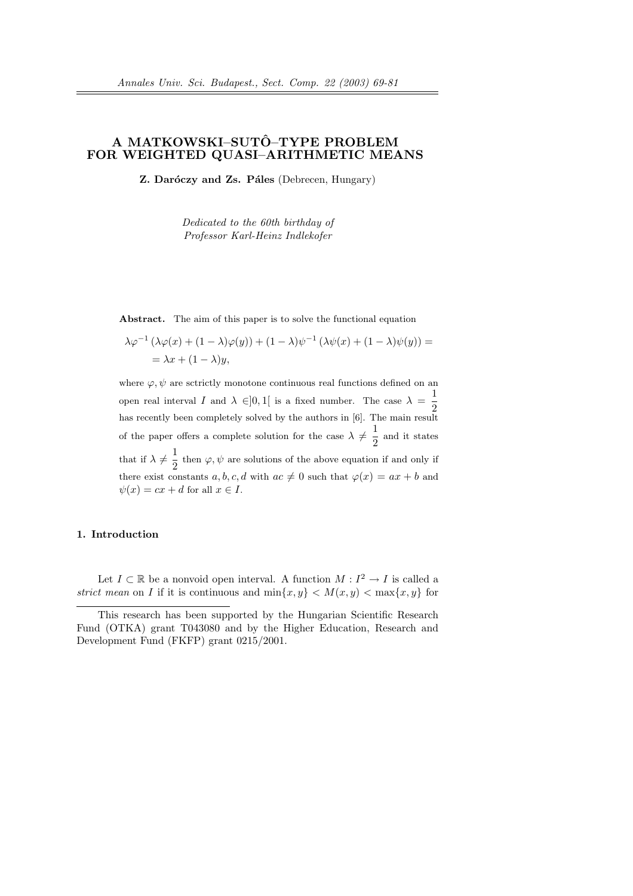# A MATKOWSKI–SUTÔ–TYPE PROBLEM FOR WEIGHTED QUASI–ARITHMETIC MEANS

**Z. Daróczy and Zs. Páles** (Debrecen, Hungary)

*Dedicated to the 60th birthday of Professor Karl-Heinz Indlekofer*

**Abstract.** The aim of this paper is to solve the functional equation

$$\lambda\varphi^{-1}\left(\lambda\varphi(x) + (1-\lambda)\varphi(y)\right) + (1-\lambda)\psi^{-1}\left(\lambda\psi(x) + (1-\lambda)\psi(y)\right) = \\ = \lambda x + (1-\lambda)y,$$

where $\varphi, \psi$ are sctrictly monotone continuous real functions defined on an open real interval $I$ and $\lambda \in ]0,1[$ is a fixed number. The case $\lambda = \frac{1}{2}$ has recently been completely solved by the authors in [6]. The main result of the paper offers a complete solution for the case $\lambda \neq \frac{1}{2}$ and it states that if $\lambda \neq \frac{1}{2}$ then $\varphi, \psi$ are solutions of the above equation if and only if there exist constants $a, b, c, d$ with $ac \neq 0$ such that $\varphi(x) = ax + b$ and $\psi(x) = cx + d$ for all $x \in I$.

### 1. Introduction

Let $I \subset \mathbb{R}$ be a nonvoid open interval. A function $M : I^2 \to I$ is called a *strict mean* on $I$ if it is continuous and $\min\{x, y\} < M(x, y) < \max\{x, y\}$ for

---

This research has been supported by the Hungarian Scientific Research Fund (OTKA) grant T043080 and by the Higher Education, Research and Development Fund (FKFP) grant 0215/2001.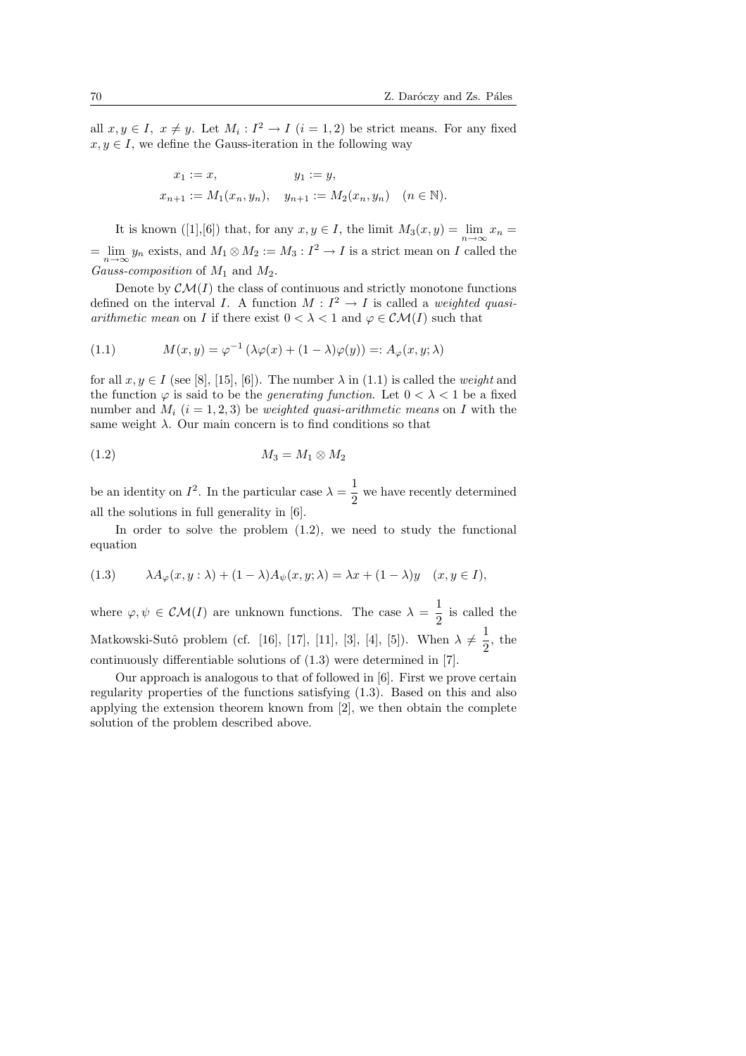all $x, y \in I$, $x \neq y$. Let $M_i : I^2 \to I$ $(i = 1, 2)$ be strict means. For any fixed $x, y \in I$, we define the Gauss-iteration in the following way

$$\begin{aligned} x_1 &:= x, & y_1 &:= y, \\ x_{n+1} &:= M_1(x_n, y_n), & y_{n+1} &:= M_2(x_n, y_n) \quad (n \in \mathbb{N}). \end{aligned}$$

It is known ([1],[6]) that, for any $x, y \in I$, the limit $M_3(x, y) = \lim_{n\to\infty} x_n = \lim_{n\to\infty} y_n$ exists, and $M_1 \otimes M_2 := M_3 : I^2 \to I$ is a strict mean on $I$ called the *Gauss-composition* of $M_1$ and $M_2$.

Denote by $\mathcal{CM}(I)$ the class of continuous and strictly monotone functions defined on the interval $I$. A function $M : I^2 \to I$ is called a *weighted quasi-arithmetic mean* on $I$ if there exist $0 < \lambda < 1$ and $\varphi \in \mathcal{CM}(I)$ such that

$$M(x, y) = \varphi^{-1}\left(\lambda\varphi(x) + (1 - \lambda)\varphi(y)\right) =: A_\varphi(x, y; \lambda) \tag{1.1}$$

for all $x, y \in I$ (see [8], [15], [6]). The number $\lambda$ in (1.1) is called the *weight* and the function $\varphi$ is said to be the *generating function*. Let $0 < \lambda < 1$ be a fixed number and $M_i$ $(i = 1, 2, 3)$ be *weighted quasi-arithmetic means* on $I$ with the same weight $\lambda$. Our main concern is to find conditions so that

$$M_3 = M_1 \otimes M_2 \tag{1.2}$$

be an identity on $I^2$. In the particular case $\lambda = \dfrac{1}{2}$ we have recently determined all the solutions in full generality in [6].

In order to solve the problem (1.2), we need to study the functional equation

$$\lambda A_\varphi(x, y : \lambda) + (1 - \lambda) A_\psi(x, y; \lambda) = \lambda x + (1 - \lambda) y \quad (x, y \in I), \tag{1.3}$$

where $\varphi, \psi \in \mathcal{CM}(I)$ are unknown functions. The case $\lambda = \dfrac{1}{2}$ is called the Matkowski-Sutô problem (cf. [16], [17], [11], [3], [4], [5]). When $\lambda \neq \dfrac{1}{2}$, the continuously differentiable solutions of (1.3) were determined in [7].

Our approach is analogous to that of followed in [6]. First we prove certain regularity properties of the functions satisfying (1.3). Based on this and also applying the extension theorem known from [2], we then obtain the complete solution of the problem described above.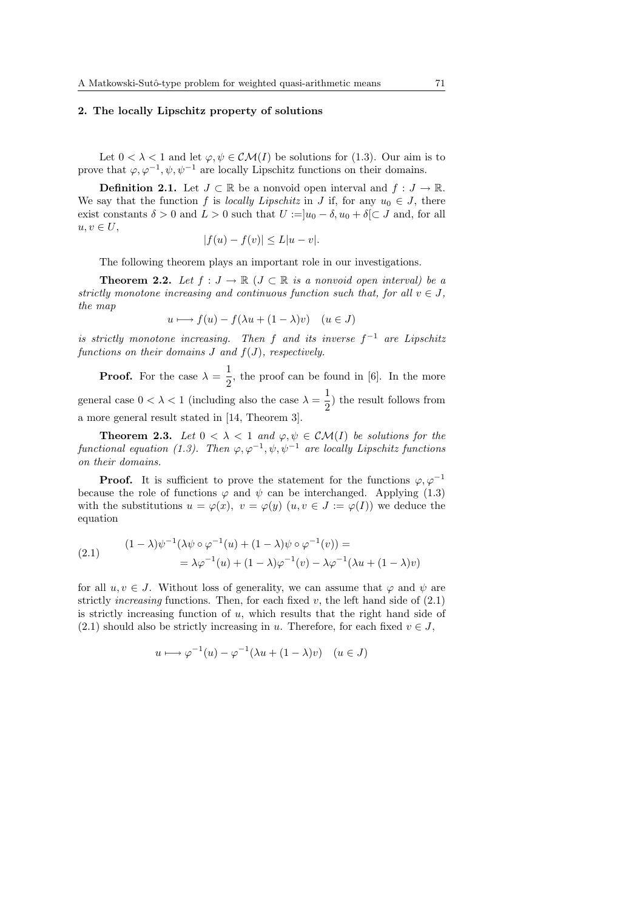## 2. The locally Lipschitz property of solutions

Let $0 < \lambda < 1$ and let $\varphi, \psi \in \mathcal{CM}(I)$ be solutions for (1.3). Our aim is to prove that $\varphi, \varphi^{-1}, \psi, \psi^{-1}$ are locally Lipschitz functions on their domains.

**Definition 2.1.** Let $J \subset \mathbb{R}$ be a nonvoid open interval and $f : J \to \mathbb{R}$. We say that the function $f$ is *locally Lipschitz* in $J$ if, for any $u_0 \in J$, there exist constants $\delta > 0$ and $L > 0$ such that $U := ]u_0 - \delta, u_0 + \delta[ \subset J$ and, for all $u, v \in U$,

$$|f(u) - f(v)| \leq L|u - v|.$$

The following theorem plays an important role in our investigations.

**Theorem 2.2.** *Let $f : J \to \mathbb{R}$ ($J \subset \mathbb{R}$ is a nonvoid open interval) be a strictly monotone increasing and continuous function such that, for all $v \in J$, the map*

$$u \longmapsto f(u) - f(\lambda u + (1 - \lambda)v) \quad (u \in J)$$

*is strictly monotone increasing. Then $f$ and its inverse $f^{-1}$ are Lipschitz functions on their domains $J$ and $f(J)$, respectively.*

**Proof.** For the case $\lambda = \dfrac{1}{2}$, the proof can be found in [6]. In the more general case $0 < \lambda < 1$ (including also the case $\lambda = \dfrac{1}{2}$) the result follows from a more general result stated in [14, Theorem 3].

**Theorem 2.3.** *Let $0 < \lambda < 1$ and $\varphi, \psi \in \mathcal{CM}(I)$ be solutions for the functional equation (1.3). Then $\varphi, \varphi^{-1}, \psi, \psi^{-1}$ are locally Lipschitz functions on their domains.*

**Proof.** It is sufficient to prove the statement for the functions $\varphi, \varphi^{-1}$ because the role of functions $\varphi$ and $\psi$ can be interchanged. Applying (1.3) with the substitutions $u = \varphi(x)$, $v = \varphi(y)$ ($u, v \in J := \varphi(I)$) we deduce the equation

$$\begin{aligned}(1 - \lambda)\psi^{-1}(\lambda \psi \circ \varphi^{-1}(u) + (1 - \lambda)\psi \circ \varphi^{-1}(v)) &= \\ = \lambda \varphi^{-1}(u) + (1 - \lambda)\varphi^{-1}(v) &- \lambda \varphi^{-1}(\lambda u + (1 - \lambda)v)\end{aligned} \tag{2.1}$$

for all $u, v \in J$. Without loss of generality, we can assume that $\varphi$ and $\psi$ are strictly *increasing* functions. Then, for each fixed $v$, the left hand side of (2.1) is strictly increasing function of $u$, which results that the right hand side of (2.1) should also be strictly increasing in $u$. Therefore, for each fixed $v \in J$,

$$u \longmapsto \varphi^{-1}(u) - \varphi^{-1}(\lambda u + (1 - \lambda)v) \quad (u \in J)$$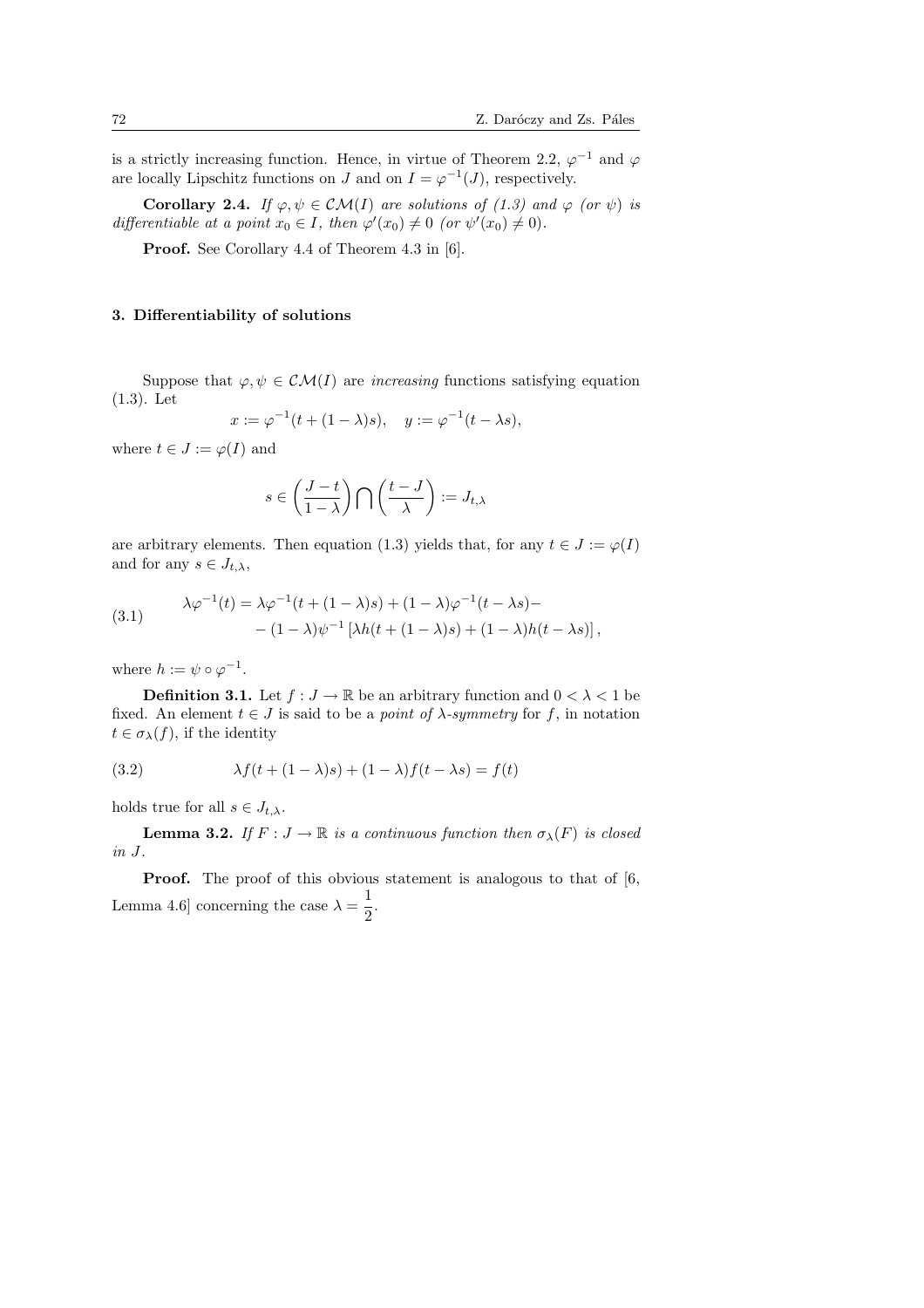is a strictly increasing function. Hence, in virtue of Theorem 2.2, $\varphi^{-1}$ and $\varphi$ are locally Lipschitz functions on $J$ and on $I = \varphi^{-1}(J)$, respectively.

**Corollary 2.4.** *If $\varphi, \psi \in \mathcal{CM}(I)$ are solutions of (1.3) and $\varphi$ (or $\psi$) is differentiable at a point $x_0 \in I$, then $\varphi'(x_0) \neq 0$ (or $\psi'(x_0) \neq 0$).*

**Proof.** See Corollary 4.4 of Theorem 4.3 in [6].

### 3. Differentiability of solutions

Suppose that $\varphi, \psi \in \mathcal{CM}(I)$ are *increasing* functions satisfying equation (1.3). Let

$$x := \varphi^{-1}(t + (1-\lambda)s), \quad y := \varphi^{-1}(t - \lambda s),$$

where $t \in J := \varphi(I)$ and

$$s \in \left(\frac{J-t}{1-\lambda}\right) \bigcap \left(\frac{t-J}{\lambda}\right) := J_{t,\lambda}$$

are arbitrary elements. Then equation (1.3) yields that, for any $t \in J := \varphi(I)$ and for any $s \in J_{t,\lambda}$,

$$\begin{aligned} \lambda\varphi^{-1}(t) = \lambda\varphi^{-1}(t + (1-\lambda)s) + (1-\lambda)\varphi^{-1}(t - \lambda s) - \\ - (1-\lambda)\psi^{-1}\left[\lambda h(t + (1-\lambda)s) + (1-\lambda)h(t - \lambda s)\right], \end{aligned} \tag{3.1}$$

where $h := \psi \circ \varphi^{-1}$.

**Definition 3.1.** Let $f : J \to \mathbb{R}$ be an arbitrary function and $0 < \lambda < 1$ be fixed. An element $t \in J$ is said to be a *point of $\lambda$-symmetry* for $f$, in notation $t \in \sigma_\lambda(f)$, if the identity

$$\lambda f(t + (1-\lambda)s) + (1-\lambda)f(t - \lambda s) = f(t) \tag{3.2}$$

holds true for all $s \in J_{t,\lambda}$.

**Lemma 3.2.** *If $F : J \to \mathbb{R}$ is a continuous function then $\sigma_\lambda(F)$ is closed in $J$.*

**Proof.** The proof of this obvious statement is analogous to that of [6, Lemma 4.6] concerning the case $\lambda = \dfrac{1}{2}$.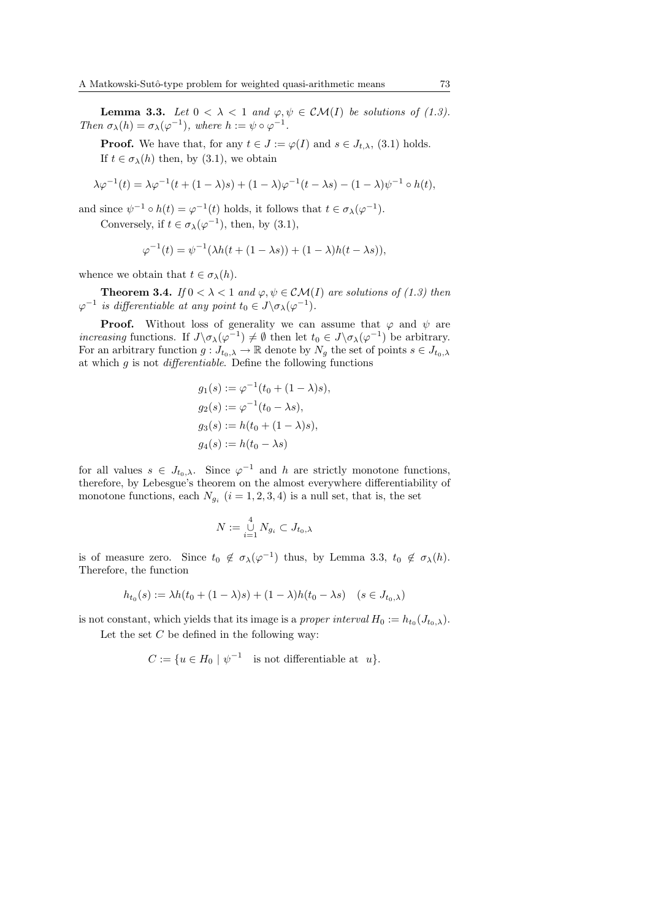**Lemma 3.3.** *Let $0 < \lambda < 1$ and $\varphi, \psi \in \mathcal{CM}(I)$ be solutions of (1.3). Then $\sigma_\lambda(h) = \sigma_\lambda(\varphi^{-1})$, where $h := \psi \circ \varphi^{-1}$.*

**Proof.** We have that, for any $t \in J := \varphi(I)$ and $s \in J_{t,\lambda}$, (3.1) holds.

If $t \in \sigma_\lambda(h)$ then, by (3.1), we obtain

$$\lambda\varphi^{-1}(t) = \lambda\varphi^{-1}(t + (1-\lambda)s) + (1-\lambda)\varphi^{-1}(t - \lambda s) - (1-\lambda)\psi^{-1} \circ h(t),$$

and since $\psi^{-1} \circ h(t) = \varphi^{-1}(t)$ holds, it follows that $t \in \sigma_\lambda(\varphi^{-1})$.

Conversely, if $t \in \sigma_\lambda(\varphi^{-1})$, then, by (3.1),

$$\varphi^{-1}(t) = \psi^{-1}(\lambda h(t + (1-\lambda s)) + (1-\lambda)h(t - \lambda s)),$$

whence we obtain that $t \in \sigma_\lambda(h)$.

**Theorem 3.4.** *If $0 < \lambda < 1$ and $\varphi, \psi \in \mathcal{CM}(I)$ are solutions of (1.3) then $\varphi^{-1}$ is differentiable at any point $t_0 \in J \backslash \sigma_\lambda(\varphi^{-1})$.*

**Proof.** Without loss of generality we can assume that $\varphi$ and $\psi$ are *increasing* functions. If $J \backslash \sigma_\lambda(\varphi^{-1}) \neq \emptyset$ then let $t_0 \in J \backslash \sigma_\lambda(\varphi^{-1})$ be arbitrary. For an arbitrary function $g : J_{t_0,\lambda} \to \mathbb{R}$ denote by $N_g$ the set of points $s \in J_{t_0,\lambda}$ at which $g$ is not *differentiable*. Define the following functions

$$\begin{aligned}
g_1(s) &:= \varphi^{-1}(t_0 + (1-\lambda)s),\\
g_2(s) &:= \varphi^{-1}(t_0 - \lambda s),\\
g_3(s) &:= h(t_0 + (1-\lambda)s),\\
g_4(s) &:= h(t_0 - \lambda s)
\end{aligned}$$

for all values $s \in J_{t_0,\lambda}$. Since $\varphi^{-1}$ and $h$ are strictly monotone functions, therefore, by Lebesgue's theorem on the almost everywhere differentiability of monotone functions, each $N_{g_i}$ $(i = 1, 2, 3, 4)$ is a null set, that is, the set

$$N := \bigcup_{i=1}^{4} N_{g_i} \subset J_{t_0,\lambda}$$

is of measure zero. Since $t_0 \notin \sigma_\lambda(\varphi^{-1})$ thus, by Lemma 3.3, $t_0 \notin \sigma_\lambda(h)$. Therefore, the function

$$h_{t_0}(s) := \lambda h(t_0 + (1-\lambda)s) + (1-\lambda)h(t_0 - \lambda s) \quad (s \in J_{t_0,\lambda})$$

is not constant, which yields that its image is a *proper interval* $H_0 := h_{t_0}(J_{t_0,\lambda})$.

Let the set $C$ be defined in the following way:

$$C := \{u \in H_0 \mid \psi^{-1} \quad \text{is not differentiable at} \quad u\}.$$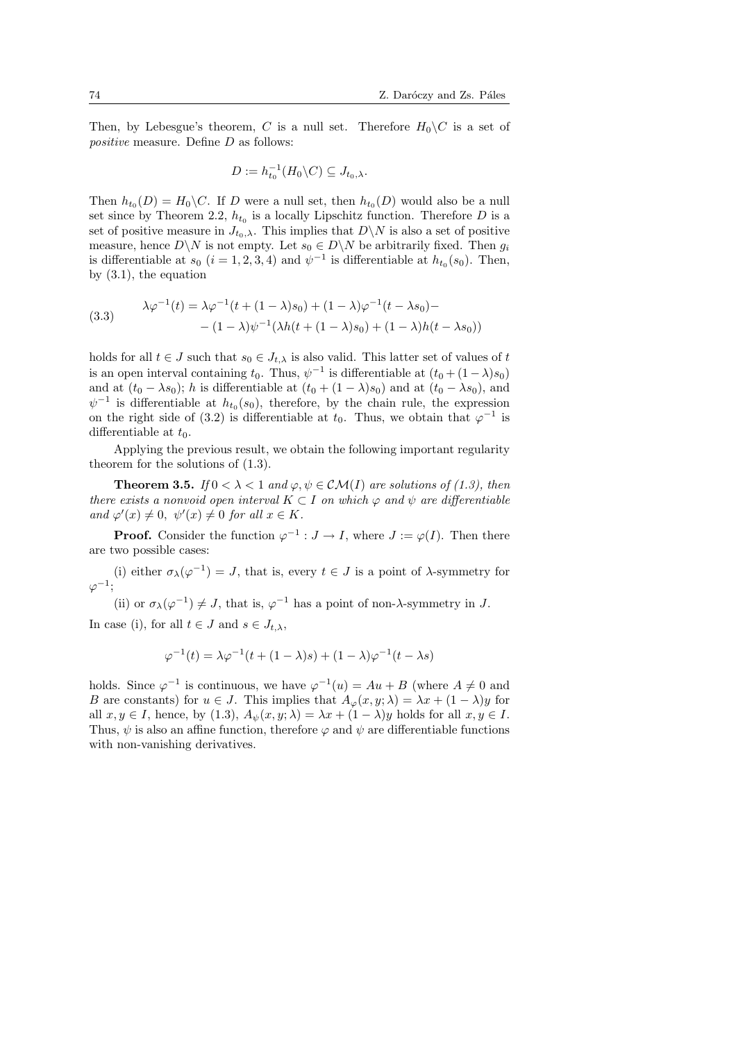Then, by Lebesgue's theorem, $C$ is a null set. Therefore $H_0 \backslash C$ is a set of *positive* measure. Define $D$ as follows:

$$D := h_{t_0}^{-1}(H_0 \backslash C) \subseteq J_{t_0,\lambda}.$$

Then $h_{t_0}(D) = H_0 \backslash C$. If $D$ were a null set, then $h_{t_0}(D)$ would also be a null set since by Theorem 2.2, $h_{t_0}$ is a locally Lipschitz function. Therefore $D$ is a set of positive measure in $J_{t_0,\lambda}$. This implies that $D \backslash N$ is also a set of positive measure, hence $D \backslash N$ is not empty. Let $s_0 \in D \backslash N$ be arbitrarily fixed. Then $g_i$ is differentiable at $s_0$ $(i = 1, 2, 3, 4)$ and $\psi^{-1}$ is differentiable at $h_{t_0}(s_0)$. Then, by (3.1), the equation

$$\begin{aligned}\lambda\varphi^{-1}(t) = \lambda\varphi^{-1}(t + (1-\lambda)s_0) + (1-\lambda)\varphi^{-1}(t - \lambda s_0) - \\ - (1-\lambda)\psi^{-1}(\lambda h(t + (1-\lambda)s_0) + (1-\lambda)h(t - \lambda s_0))\end{aligned} \tag{3.3}$$

holds for all $t \in J$ such that $s_0 \in J_{t,\lambda}$ is also valid. This latter set of values of $t$ is an open interval containing $t_0$. Thus, $\psi^{-1}$ is differentiable at $(t_0 + (1-\lambda)s_0)$ and at $(t_0 - \lambda s_0)$; $h$ is differentiable at $(t_0 + (1-\lambda)s_0)$ and at $(t_0 - \lambda s_0)$, and $\psi^{-1}$ is differentiable at $h_{t_0}(s_0)$, therefore, by the chain rule, the expression on the right side of (3.2) is differentiable at $t_0$. Thus, we obtain that $\varphi^{-1}$ is differentiable at $t_0$.

Applying the previous result, we obtain the following important regularity theorem for the solutions of (1.3).

**Theorem 3.5.** *If $0 < \lambda < 1$ and $\varphi, \psi \in \mathcal{CM}(I)$ are solutions of (1.3), then there exists a nonvoid open interval $K \subset I$ on which $\varphi$ and $\psi$ are differentiable and $\varphi'(x) \neq 0$, $\psi'(x) \neq 0$ for all $x \in K$.*

**Proof.** Consider the function $\varphi^{-1} : J \to I$, where $J := \varphi(I)$. Then there are two possible cases:

(i) either $\sigma_\lambda(\varphi^{-1}) = J$, that is, every $t \in J$ is a point of $\lambda$-symmetry for $\varphi^{-1}$;

(ii) or $\sigma_\lambda(\varphi^{-1}) \neq J$, that is, $\varphi^{-1}$ has a point of non-$\lambda$-symmetry in $J$.

In case (i), for all $t \in J$ and $s \in J_{t,\lambda}$,

$$\varphi^{-1}(t) = \lambda\varphi^{-1}(t + (1-\lambda)s) + (1-\lambda)\varphi^{-1}(t - \lambda s)$$

holds. Since $\varphi^{-1}$ is continuous, we have $\varphi^{-1}(u) = Au + B$ (where $A \neq 0$ and $B$ are constants) for $u \in J$. This implies that $A_\varphi(x, y; \lambda) = \lambda x + (1-\lambda)y$ for all $x, y \in I$, hence, by (1.3), $A_\psi(x, y; \lambda) = \lambda x + (1-\lambda)y$ holds for all $x, y \in I$. Thus, $\psi$ is also an affine function, therefore $\varphi$ and $\psi$ are differentiable functions with non-vanishing derivatives.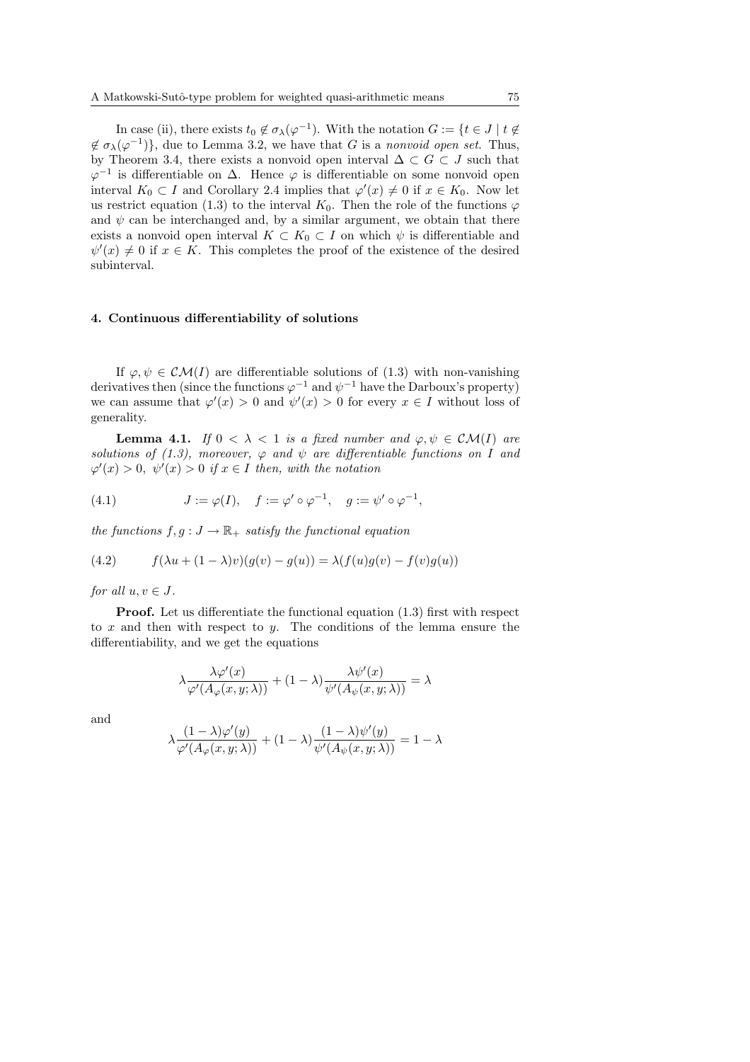In case (ii), there exists $t_0 \notin \sigma_\lambda(\varphi^{-1})$. With the notation $G := \{t \in J \mid t \notin$ $\notin \sigma_\lambda(\varphi^{-1})\}$, due to Lemma 3.2, we have that $G$ is a *nonvoid open set*. Thus, by Theorem 3.4, there exists a nonvoid open interval $\Delta \subset G \subset J$ such that $\varphi^{-1}$ is differentiable on $\Delta$. Hence $\varphi$ is differentiable on some nonvoid open interval $K_0 \subset I$ and Corollary 2.4 implies that $\varphi'(x) \neq 0$ if $x \in K_0$. Now let us restrict equation (1.3) to the interval $K_0$. Then the role of the functions $\varphi$ and $\psi$ can be interchanged and, by a similar argument, we obtain that there exists a nonvoid open interval $K \subset K_0 \subset I$ on which $\psi$ is differentiable and $\psi'(x) \neq 0$ if $x \in K$. This completes the proof of the existence of the desired subinterval.

### 4. Continuous differentiability of solutions

If $\varphi, \psi \in \mathcal{CM}(I)$ are differentiable solutions of (1.3) with non-vanishing derivatives then (since the functions $\varphi^{-1}$ and $\psi^{-1}$ have the Darboux's property) we can assume that $\varphi'(x) > 0$ and $\psi'(x) > 0$ for every $x \in I$ without loss of generality.

**Lemma 4.1.** *If $0 < \lambda < 1$ is a fixed number and $\varphi, \psi \in \mathcal{CM}(I)$ are solutions of (1.3), moreover, $\varphi$ and $\psi$ are differentiable functions on $I$ and $\varphi'(x) > 0$, $\psi'(x) > 0$ if $x \in I$ then, with the notation*

$$J := \varphi(I), \quad f := \varphi' \circ \varphi^{-1}, \quad g := \psi' \circ \varphi^{-1}, \tag{4.1}$$

*the functions $f, g : J \to \mathbb{R}_+$ satisfy the functional equation*

$$f(\lambda u + (1-\lambda)v)(g(v) - g(u)) = \lambda(f(u)g(v) - f(v)g(u)) \tag{4.2}$$

*for all $u, v \in J$.*

**Proof.** Let us differentiate the functional equation (1.3) first with respect to $x$ and then with respect to $y$. The conditions of the lemma ensure the differentiability, and we get the equations

$$\lambda \frac{\lambda\varphi'(x)}{\varphi'(A_\varphi(x, y; \lambda))} + (1-\lambda)\frac{\lambda\psi'(x)}{\psi'(A_\psi(x, y; \lambda))} = \lambda$$

and

$$\lambda \frac{(1-\lambda)\varphi'(y)}{\varphi'(A_\varphi(x, y; \lambda))} + (1-\lambda)\frac{(1-\lambda)\psi'(y)}{\psi'(A_\psi(x, y; \lambda))} = 1-\lambda$$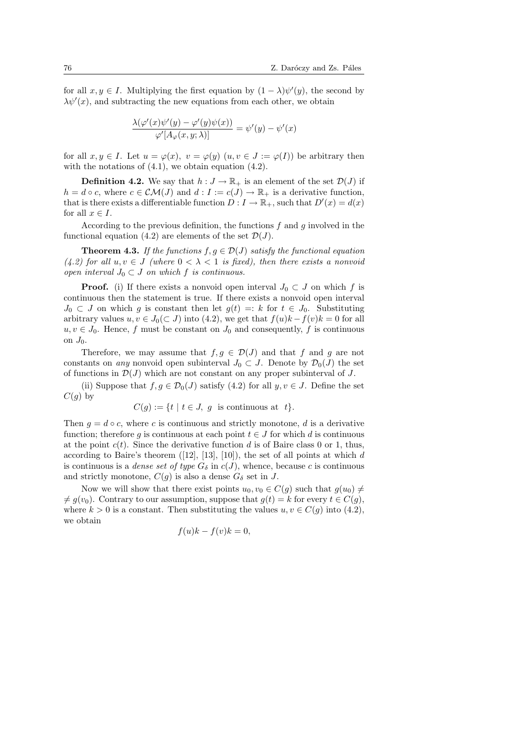for all $x, y \in I$. Multiplying the first equation by $(1-\lambda)\psi'(y)$, the second by $\lambda\psi'(x)$, and subtracting the new equations from each other, we obtain

$$\frac{\lambda(\varphi'(x)\psi'(y) - \varphi'(y)\psi(x))}{\varphi'[A_\varphi(x, y; \lambda)]} = \psi'(y) - \psi'(x)$$

for all $x, y \in I$. Let $u = \varphi(x)$, $v = \varphi(y)$ $(u, v \in J := \varphi(I))$ be arbitrary then with the notations of (4.1), we obtain equation (4.2).

**Definition 4.2.** We say that $h : J \to \mathbb{R}_+$ is an element of the set $\mathcal{D}(J)$ if $h = d \circ c$, where $c \in \mathcal{CM}(J)$ and $d : I := c(J) \to \mathbb{R}_+$ is a derivative function, that is there exists a differentiable function $D : I \to \mathbb{R}_+$, such that $D'(x) = d(x)$ for all $x \in I$.

According to the previous definition, the functions $f$ and $g$ involved in the functional equation (4.2) are elements of the set $\mathcal{D}(J)$.

**Theorem 4.3.** *If the functions $f, g \in \mathcal{D}(J)$ satisfy the functional equation (4.2) for all $u, v \in J$ (where $0 < \lambda < 1$ is fixed), then there exists a nonvoid open interval $J_0 \subset J$ on which $f$ is continuous.*

**Proof.** (i) If there exists a nonvoid open interval $J_0 \subset J$ on which $f$ is continuous then the statement is true. If there exists a nonvoid open interval $J_0 \subset J$ on which $g$ is constant then let $g(t) =: k$ for $t \in J_0$. Substituting arbitrary values $u, v \in J_0 (\subset J)$ into (4.2), we get that $f(u)k - f(v)k = 0$ for all $u, v \in J_0$. Hence, $f$ must be constant on $J_0$ and consequently, $f$ is continuous on $J_0$.

Therefore, we may assume that $f, g \in \mathcal{D}(J)$ and that $f$ and $g$ are not constants on *any* nonvoid open subinterval $J_0 \subset J$. Denote by $\mathcal{D}_0(J)$ the set of functions in $\mathcal{D}(J)$ which are not constant on any proper subinterval of $J$.

(ii) Suppose that $f, g \in \mathcal{D}_0(J)$ satisfy (4.2) for all $y, v \in J$. Define the set $C(g)$ by

$$C(g) := \{t \mid t \in J,\ g \text{ is continuous at } t\}.$$

Then $g = d \circ c$, where $c$ is continuous and strictly monotone, $d$ is a derivative function; therefore $g$ is continuous at each point $t \in J$ for which $d$ is continuous at the point $c(t)$. Since the derivative function $d$ is of Baire class 0 or 1, thus, according to Baire's theorem ([12], [13], [10]), the set of all points at which $d$ is continuous is a *dense set of type $G_\delta$* in $c(J)$, whence, because $c$ is continuous and strictly monotone, $C(g)$ is also a dense $G_\delta$ set in $J$.

Now we will show that there exist points $u_0, v_0 \in C(g)$ such that $g(u_0) \neq g(v_0)$. Contrary to our assumption, suppose that $g(t) = k$ for every $t \in C(g)$, where $k > 0$ is a constant. Then substituting the values $u, v \in C(g)$ into (4.2), we obtain

$$f(u)k - f(v)k = 0,$$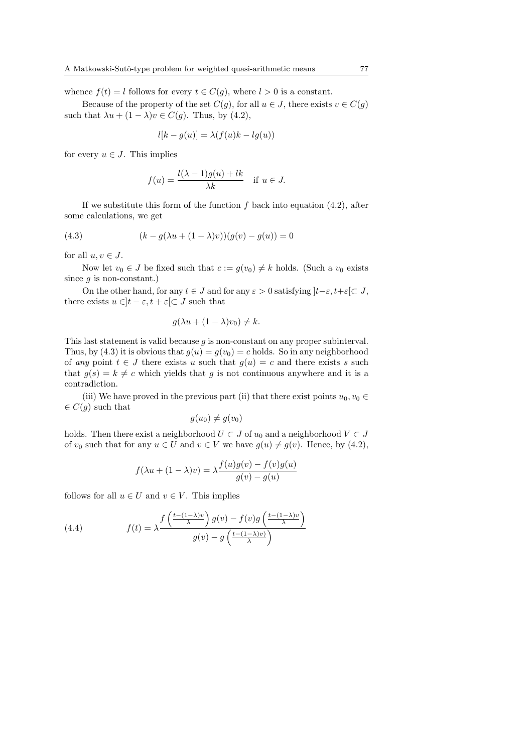whence $f(t) = l$ follows for every $t \in C(g)$, where $l > 0$ is a constant.

Because of the property of the set $C(g)$, for all $u \in J$, there exists $v \in C(g)$ such that $\lambda u + (1-\lambda)v \in C(g)$. Thus, by (4.2),

$$l[k - g(u)] = \lambda(f(u)k - lg(u))$$

for every $u \in J$. This implies

$$f(u) = \frac{l(\lambda - 1)g(u) + lk}{\lambda k} \quad \text{if } u \in J.$$

If we substitute this form of the function $f$ back into equation (4.2), after some calculations, we get

$$(k - g(\lambda u + (1-\lambda)v))(g(v) - g(u)) = 0 \tag{4.3}$$

for all $u, v \in J$.

Now let $v_0 \in J$ be fixed such that $c := g(v_0) \neq k$ holds. (Such a $v_0$ exists since $g$ is non-constant.)

On the other hand, for any $t \in J$ and for any $\varepsilon > 0$ satisfying $]t-\varepsilon, t+\varepsilon[ \subset J$, there exists $u \in ]t-\varepsilon, t+\varepsilon[ \subset J$ such that

$$g(\lambda u + (1-\lambda)v_0) \neq k.$$

This last statement is valid because $g$ is non-constant on any proper subinterval. Thus, by (4.3) it is obvious that $g(u) = g(v_0) = c$ holds. So in any neighborhood of *any* point $t \in J$ there exists $u$ such that $g(u) = c$ and there exists $s$ such that $g(s) = k \neq c$ which yields that $g$ is not continuous anywhere and it is a contradiction.

(iii) We have proved in the previous part (ii) that there exist points $u_0, v_0 \in C(g)$ such that

$$g(u_0) \neq g(v_0)$$

holds. Then there exist a neighborhood $U \subset J$ of $u_0$ and a neighborhood $V \subset J$ of $v_0$ such that for any $u \in U$ and $v \in V$ we have $g(u) \neq g(v)$. Hence, by (4.2),

$$f(\lambda u + (1-\lambda)v) = \lambda \frac{f(u)g(v) - f(v)g(u)}{g(v) - g(u)}$$

follows for all $u \in U$ and $v \in V$. This implies

$$f(t) = \lambda \frac{f\left(\frac{t-(1-\lambda)v}{\lambda}\right) g(v) - f(v) g\left(\frac{t-(1-\lambda)v}{\lambda}\right)}{g(v) - g\left(\frac{t-(1-\lambda)v)}{\lambda}\right)} \tag{4.4}$$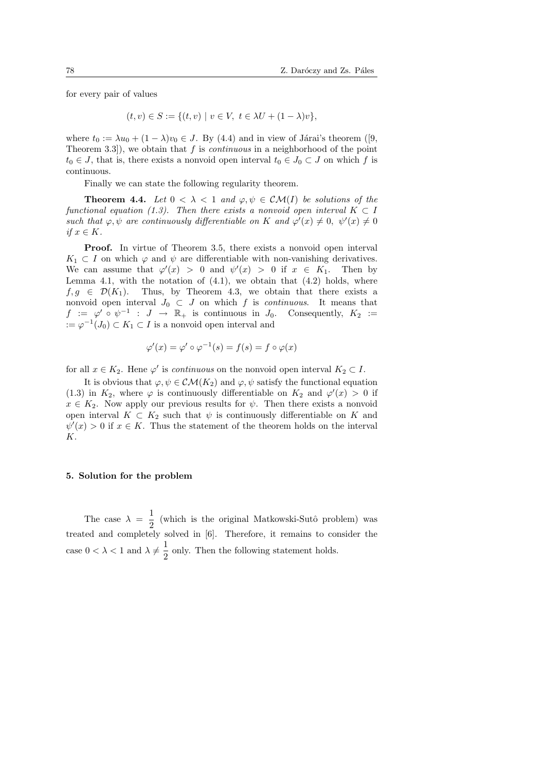for every pair of values

$$(t, v) \in S := \{(t, v) \mid v \in V,\ t \in \lambda U + (1-\lambda)v\},$$

where $t_0 := \lambda u_0 + (1-\lambda)v_0 \in J$. By (4.4) and in view of Járai's theorem ([9, Theorem 3.3]), we obtain that $f$ is *continuous* in a neighborhood of the point $t_0 \in J$, that is, there exists a nonvoid open interval $t_0 \in J_0 \subset J$ on which $f$ is continuous.

Finally we can state the following regularity theorem.

**Theorem 4.4.** *Let $0 < \lambda < 1$ and $\varphi, \psi \in \mathcal{CM}(I)$ be solutions of the functional equation (1.3). Then there exists a nonvoid open interval $K \subset I$ such that $\varphi, \psi$ are continuously differentiable on $K$ and $\varphi'(x) \neq 0$, $\psi'(x) \neq 0$ if $x \in K$.*

**Proof.** In virtue of Theorem 3.5, there exists a nonvoid open interval $K_1 \subset I$ on which $\varphi$ and $\psi$ are differentiable with non-vanishing derivatives. We can assume that $\varphi'(x) > 0$ and $\psi'(x) > 0$ if $x \in K_1$. Then by Lemma 4.1, with the notation of (4.1), we obtain that (4.2) holds, where $f, g \in \mathcal{D}(K_1)$. Thus, by Theorem 4.3, we obtain that there exists a nonvoid open interval $J_0 \subset J$ on which $f$ is *continuous*. It means that $f := \varphi' \circ \psi^{-1} : J \to \mathbb{R}_+$ is continuous in $J_0$. Consequently, $K_2 := \varphi^{-1}(J_0) \subset K_1 \subset I$ is a nonvoid open interval and

$$\varphi'(x) = \varphi' \circ \varphi^{-1}(s) = f(s) = f \circ \varphi(x)$$

for all $x \in K_2$. Hene $\varphi'$ is *continuous* on the nonvoid open interval $K_2 \subset I$.

It is obvious that $\varphi, \psi \in \mathcal{CM}(K_2)$ and $\varphi, \psi$ satisfy the functional equation (1.3) in $K_2$, where $\varphi$ is continuously differentiable on $K_2$ and $\varphi'(x) > 0$ if $x \in K_2$. Now apply our previous results for $\psi$. Then there exists a nonvoid open interval $K \subset K_2$ such that $\psi$ is continuously differentiable on $K$ and $\psi'(x) > 0$ if $x \in K$. Thus the statement of the theorem holds on the interval $K$.

## 5. Solution for the problem

The case $\lambda = \dfrac{1}{2}$ (which is the original Matkowski-Sutô problem) was treated and completely solved in [6]. Therefore, it remains to consider the case $0 < \lambda < 1$ and $\lambda \neq \dfrac{1}{2}$ only. Then the following statement holds.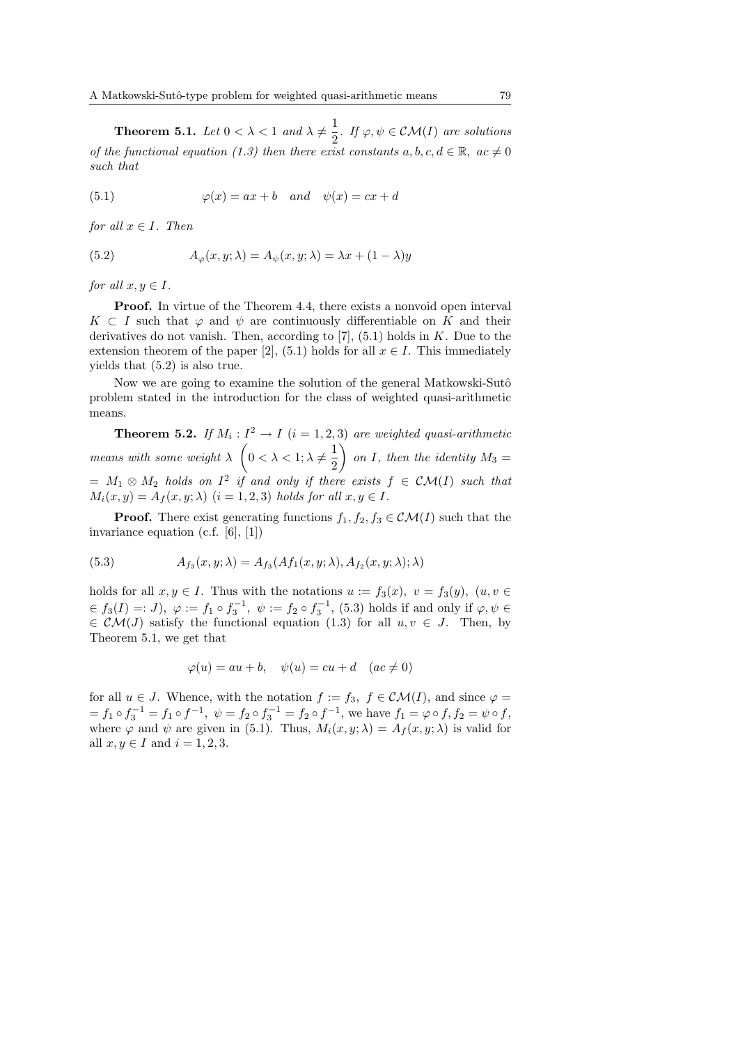**Theorem 5.1.** *Let $0 < \lambda < 1$ and $\lambda \neq \dfrac{1}{2}$. If $\varphi, \psi \in \mathcal{CM}(I)$ are solutions of the functional equation (1.3) then there exist constants $a, b, c, d \in \mathbb{R}$, $ac \neq 0$ such that*

$$\varphi(x) = ax + b \quad \textit{and} \quad \psi(x) = cx + d \tag{5.1}$$

*for all $x \in I$. Then*

$$A_\varphi(x, y; \lambda) = A_\psi(x, y; \lambda) = \lambda x + (1 - \lambda)y \tag{5.2}$$

*for all $x, y \in I$.*

**Proof.** In virtue of the Theorem 4.4, there exists a nonvoid open interval $K \subset I$ such that $\varphi$ and $\psi$ are continuously differentiable on $K$ and their derivatives do not vanish. Then, according to [7], (5.1) holds in $K$. Due to the extension theorem of the paper [2], (5.1) holds for all $x \in I$. This immediately yields that (5.2) is also true.

Now we are going to examine the solution of the general Matkowski-Sutô problem stated in the introduction for the class of weighted quasi-arithmetic means.

**Theorem 5.2.** *If $M_i : I^2 \to I$ $(i = 1, 2, 3)$ are weighted quasi-arithmetic means with some weight $\lambda$ $\left(0 < \lambda < 1; \lambda \neq \dfrac{1}{2}\right)$ on $I$, then the identity $M_3 = M_1 \otimes M_2$ holds on $I^2$ if and only if there exists $f \in \mathcal{CM}(I)$ such that $M_i(x, y) = A_f(x, y; \lambda)$ $(i = 1, 2, 3)$ holds for all $x, y \in I$.*

**Proof.** There exist generating functions $f_1, f_2, f_3 \in \mathcal{CM}(I)$ such that the invariance equation (c.f. [6], [1])

$$A_{f_3}(x, y; \lambda) = A_{f_3}(Af_1(x, y; \lambda), A_{f_2}(x, y; \lambda); \lambda) \tag{5.3}$$

holds for all $x, y \in I$. Thus with the notations $u := f_3(x)$, $v = f_3(y)$, $(u, v \in f_3(I) =: J)$, $\varphi := f_1 \circ f_3^{-1}$, $\psi := f_2 \circ f_3^{-1}$, (5.3) holds if and only if $\varphi, \psi \in \mathcal{CM}(J)$ satisfy the functional equation (1.3) for all $u, v \in J$. Then, by Theorem 5.1, we get that

$$\varphi(u) = au + b, \quad \psi(u) = cu + d \quad (ac \neq 0)$$

for all $u \in J$. Whence, with the notation $f := f_3$, $f \in \mathcal{CM}(I)$, and since $\varphi = f_1 \circ f_3^{-1} = f_1 \circ f^{-1}$, $\psi = f_2 \circ f_3^{-1} = f_2 \circ f^{-1}$, we have $f_1 = \varphi \circ f, f_2 = \psi \circ f$, where $\varphi$ and $\psi$ are given in (5.1). Thus, $M_i(x, y; \lambda) = A_f(x, y; \lambda)$ is valid for all $x, y \in I$ and $i = 1, 2, 3$.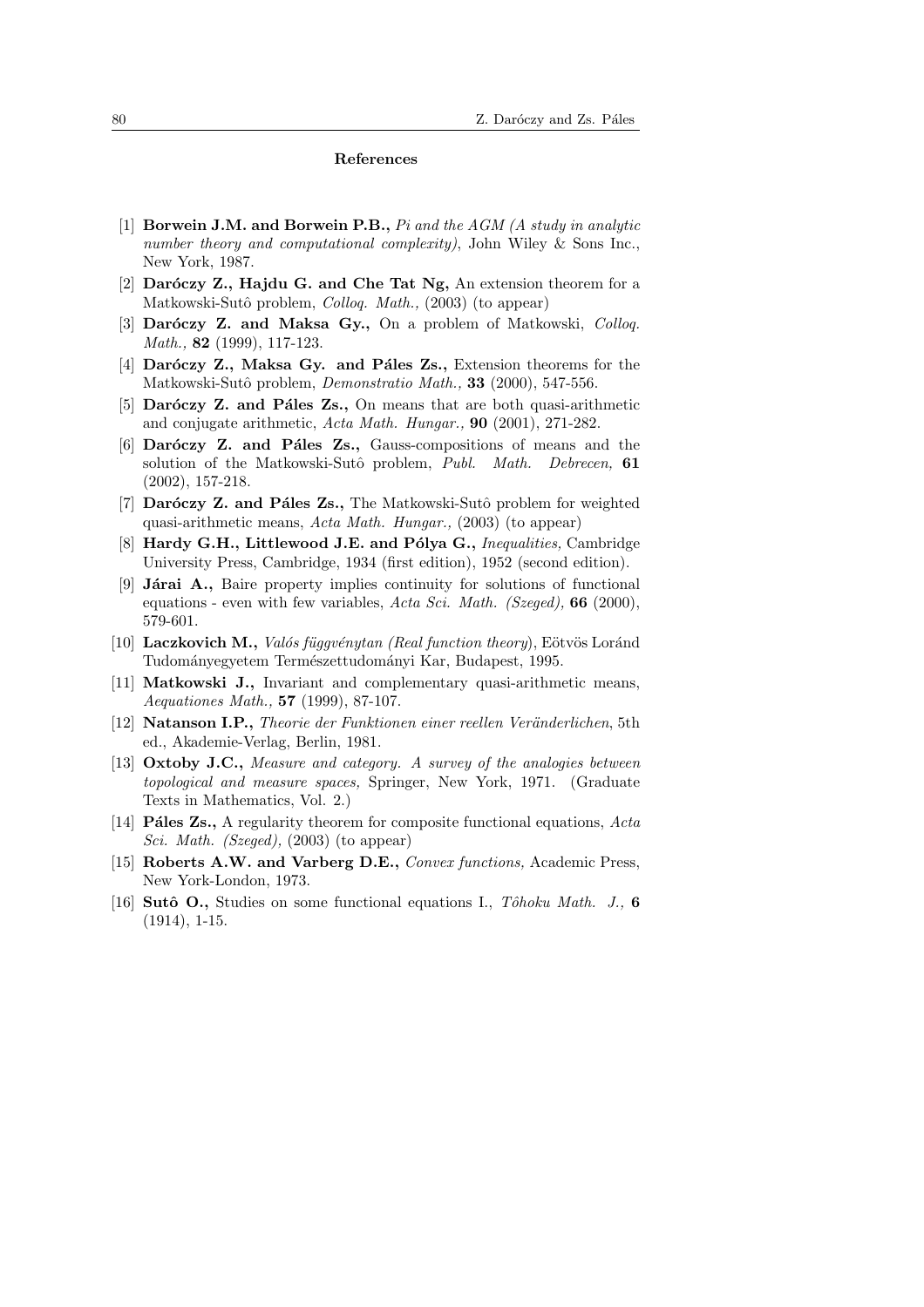## References

[1] **Borwein J.M. and Borwein P.B.,** *Pi and the AGM (A study in analytic number theory and computational complexity)*, John Wiley & Sons Inc., New York, 1987.

[2] **Daróczy Z., Hajdu G. and Che Tat Ng,** An extension theorem for a Matkowski-Sutô problem, *Colloq. Math.,* (2003) (to appear)

[3] **Daróczy Z. and Maksa Gy.,** On a problem of Matkowski, *Colloq. Math.,* **82** (1999), 117-123.

[4] **Daróczy Z., Maksa Gy. and Páles Zs.,** Extension theorems for the Matkowski-Sutô problem, *Demonstratio Math.,* **33** (2000), 547-556.

[5] **Daróczy Z. and Páles Zs.,** On means that are both quasi-arithmetic and conjugate arithmetic, *Acta Math. Hungar.,* **90** (2001), 271-282.

[6] **Daróczy Z. and Páles Zs.,** Gauss-compositions of means and the solution of the Matkowski-Sutô problem, *Publ. Math. Debrecen,* **61** (2002), 157-218.

[7] **Daróczy Z. and Páles Zs.,** The Matkowski-Sutô problem for weighted quasi-arithmetic means, *Acta Math. Hungar.,* (2003) (to appear)

[8] **Hardy G.H., Littlewood J.E. and Pólya G.,** *Inequalities,* Cambridge University Press, Cambridge, 1934 (first edition), 1952 (second edition).

[9] **Járai A.,** Baire property implies continuity for solutions of functional equations - even with few variables, *Acta Sci. Math. (Szeged),* **66** (2000), 579-601.

[10] **Laczkovich M.,** *Valós függvénytan (Real function theory)*, Eötvös Loránd Tudományegyetem Természettudományi Kar, Budapest, 1995.

[11] **Matkowski J.,** Invariant and complementary quasi-arithmetic means, *Aequationes Math.,* **57** (1999), 87-107.

[12] **Natanson I.P.,** *Theorie der Funktionen einer reellen Veränderlichen*, 5th ed., Akademie-Verlag, Berlin, 1981.

[13] **Oxtoby J.C.,** *Measure and category. A survey of the analogies between topological and measure spaces,* Springer, New York, 1971. (Graduate Texts in Mathematics, Vol. 2.)

[14] **Páles Zs.,** A regularity theorem for composite functional equations, *Acta Sci. Math. (Szeged),* (2003) (to appear)

[15] **Roberts A.W. and Varberg D.E.,** *Convex functions,* Academic Press, New York-London, 1973.

[16] **Sutô O.,** Studies on some functional equations I., *Tôhoku Math. J.,* **6** (1914), 1-15.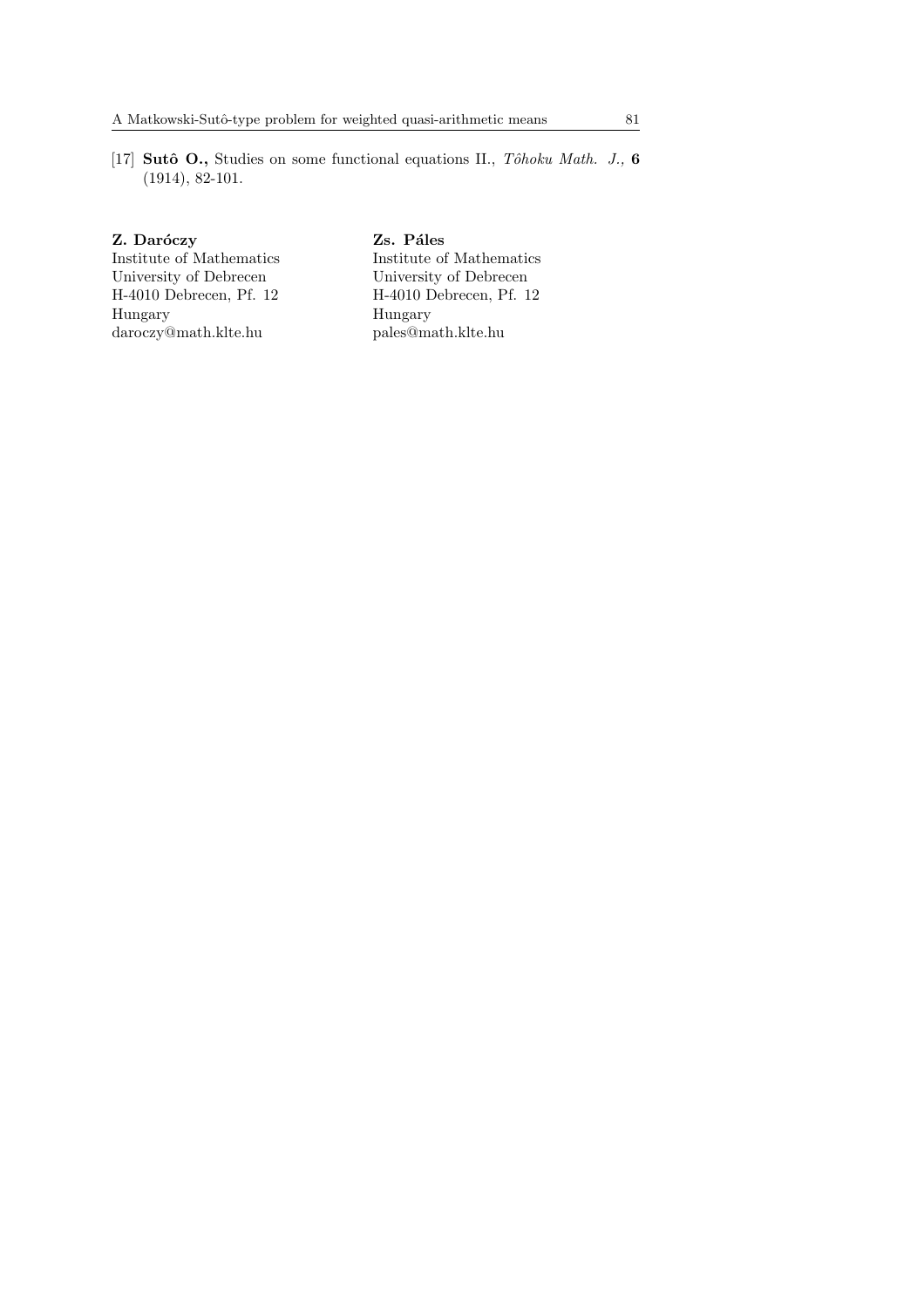[17] **Sutô O.,** Studies on some functional equations II., *Tôhoku Math. J.,* **6** (1914), 82-101.

**Z. Daróczy**
Institute of Mathematics
University of Debrecen
H-4010 Debrecen, Pf. 12
Hungary
daroczy@math.klte.hu

**Zs. Páles**
Institute of Mathematics
University of Debrecen
H-4010 Debrecen, Pf. 12
Hungary
pales@math.klte.hu